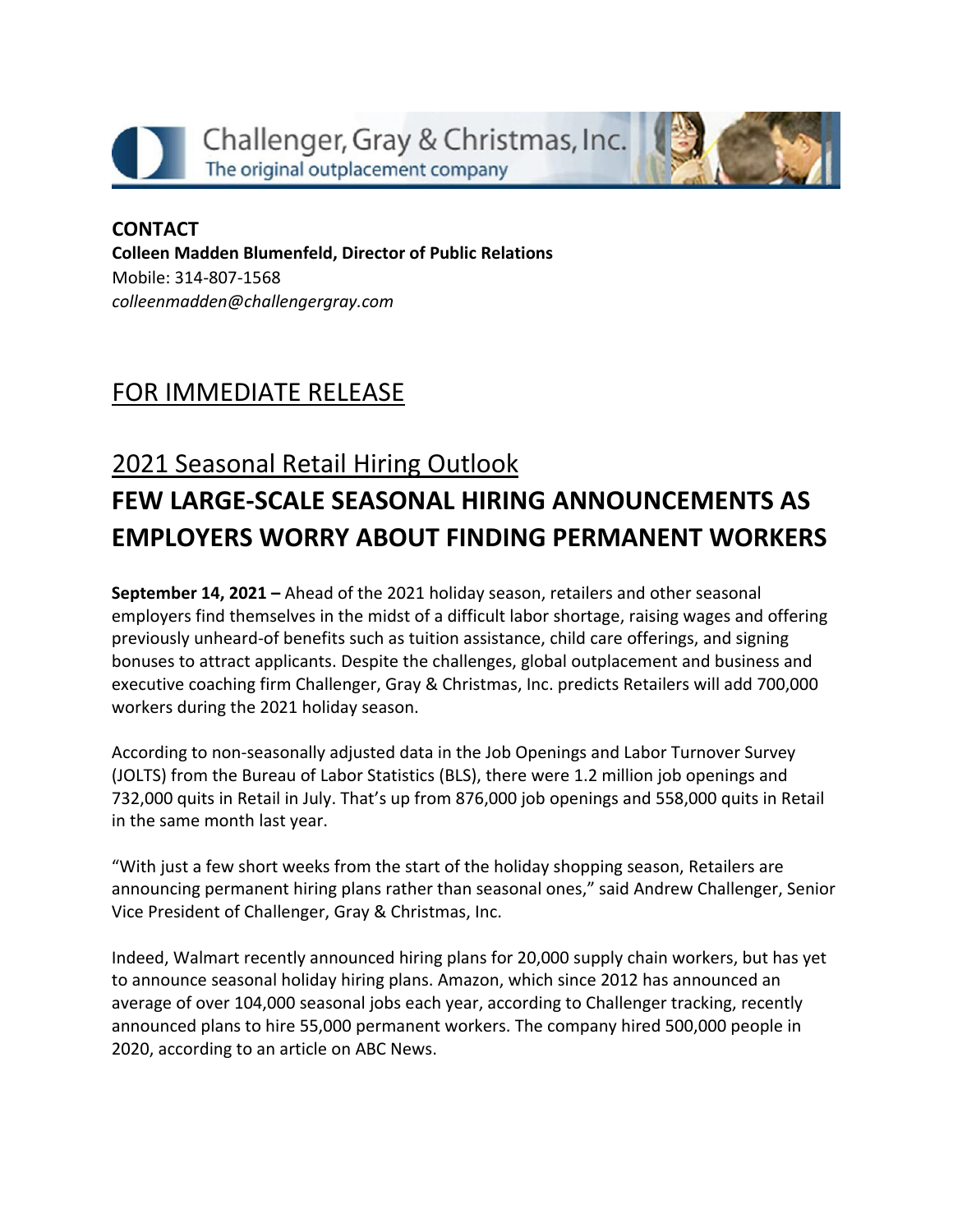Challenger, Gray & Christmas, Inc.
The original outplacement company

**CONTACT**
**Colleen Madden Blumenfeld, Director of Public Relations**
Mobile: 314-807-1568
*colleenmadden@challengergray.com*

## FOR IMMEDIATE RELEASE

## 2021 Seasonal Retail Hiring Outlook

# FEW LARGE-SCALE SEASONAL HIRING ANNOUNCEMENTS AS EMPLOYERS WORRY ABOUT FINDING PERMANENT WORKERS

**September 14, 2021 –** Ahead of the 2021 holiday season, retailers and other seasonal employers find themselves in the midst of a difficult labor shortage, raising wages and offering previously unheard-of benefits such as tuition assistance, child care offerings, and signing bonuses to attract applicants. Despite the challenges, global outplacement and business and executive coaching firm Challenger, Gray & Christmas, Inc. predicts Retailers will add 700,000 workers during the 2021 holiday season.

According to non-seasonally adjusted data in the Job Openings and Labor Turnover Survey (JOLTS) from the Bureau of Labor Statistics (BLS), there were 1.2 million job openings and 732,000 quits in Retail in July. That's up from 876,000 job openings and 558,000 quits in Retail in the same month last year.

"With just a few short weeks from the start of the holiday shopping season, Retailers are announcing permanent hiring plans rather than seasonal ones," said Andrew Challenger, Senior Vice President of Challenger, Gray & Christmas, Inc.

Indeed, Walmart recently announced hiring plans for 20,000 supply chain workers, but has yet to announce seasonal holiday hiring plans. Amazon, which since 2012 has announced an average of over 104,000 seasonal jobs each year, according to Challenger tracking, recently announced plans to hire 55,000 permanent workers. The company hired 500,000 people in 2020, according to an article on ABC News.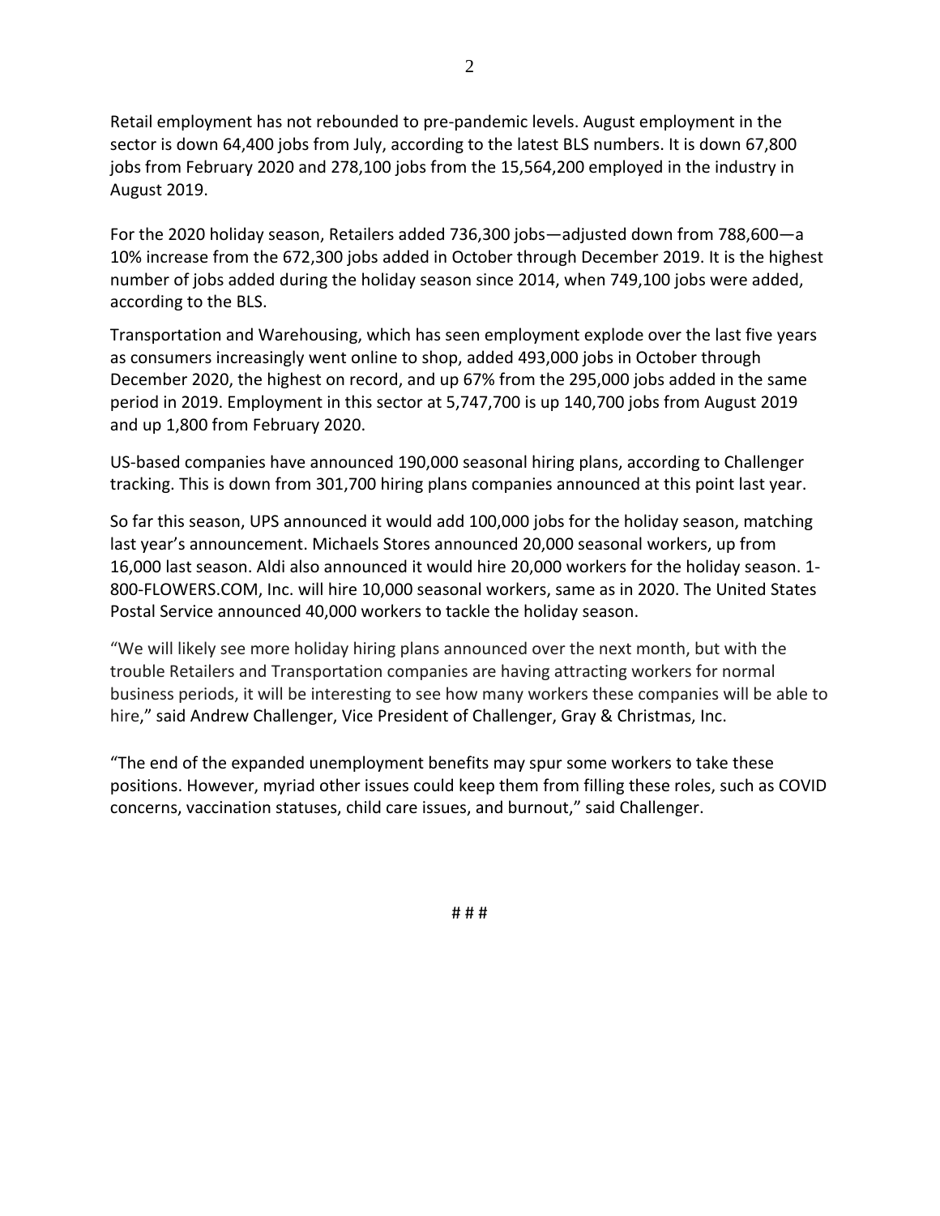Retail employment has not rebounded to pre-pandemic levels. August employment in the sector is down 64,400 jobs from July, according to the latest BLS numbers. It is down 67,800 jobs from February 2020 and 278,100 jobs from the 15,564,200 employed in the industry in August 2019.

For the 2020 holiday season, Retailers added 736,300 jobs—adjusted down from 788,600—a 10% increase from the 672,300 jobs added in October through December 2019. It is the highest number of jobs added during the holiday season since 2014, when 749,100 jobs were added, according to the BLS.

Transportation and Warehousing, which has seen employment explode over the last five years as consumers increasingly went online to shop, added 493,000 jobs in October through December 2020, the highest on record, and up 67% from the 295,000 jobs added in the same period in 2019. Employment in this sector at 5,747,700 is up 140,700 jobs from August 2019 and up 1,800 from February 2020.

US-based companies have announced 190,000 seasonal hiring plans, according to Challenger tracking. This is down from 301,700 hiring plans companies announced at this point last year.

So far this season, UPS announced it would add 100,000 jobs for the holiday season, matching last year's announcement. Michaels Stores announced 20,000 seasonal workers, up from 16,000 last season. Aldi also announced it would hire 20,000 workers for the holiday season. 1-800-FLOWERS.COM, Inc. will hire 10,000 seasonal workers, same as in 2020. The United States Postal Service announced 40,000 workers to tackle the holiday season.

"We will likely see more holiday hiring plans announced over the next month, but with the trouble Retailers and Transportation companies are having attracting workers for normal business periods, it will be interesting to see how many workers these companies will be able to hire," said Andrew Challenger, Vice President of Challenger, Gray & Christmas, Inc.

"The end of the expanded unemployment benefits may spur some workers to take these positions. However, myriad other issues could keep them from filling these roles, such as COVID concerns, vaccination statuses, child care issues, and burnout," said Challenger.

# # #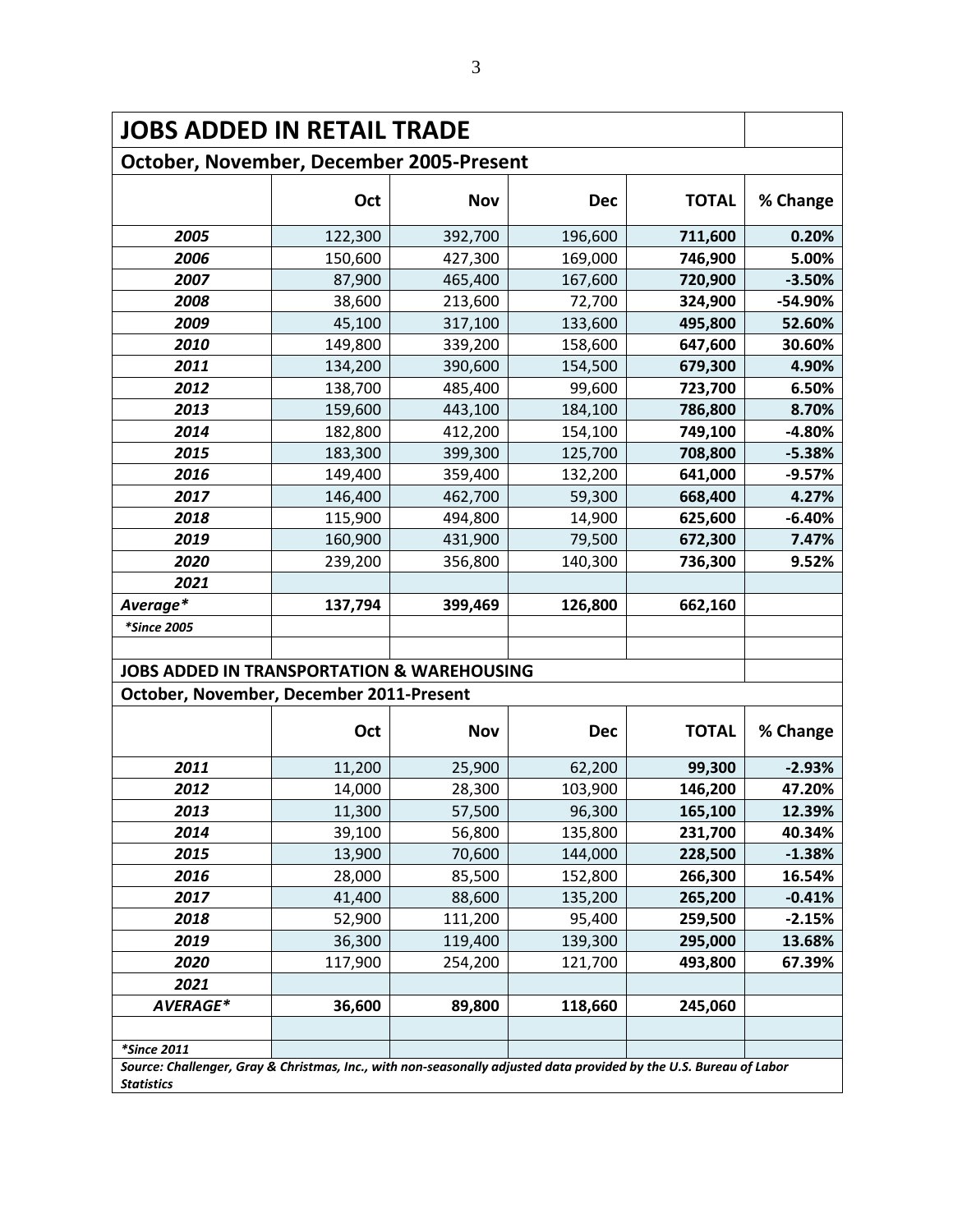## JOBS ADDED IN RETAIL TRADE

### October, November, December 2005-Present

| | Oct | Nov | Dec | TOTAL | % Change |
|---|---|---|---|---|---|
| ***2005*** | 122,300 | 392,700 | 196,600 | **711,600** | **0.20%** |
| ***2006*** | 150,600 | 427,300 | 169,000 | **746,900** | **5.00%** |
| ***2007*** | 87,900 | 465,400 | 167,600 | **720,900** | **-3.50%** |
| ***2008*** | 38,600 | 213,600 | 72,700 | **324,900** | **-54.90%** |
| ***2009*** | 45,100 | 317,100 | 133,600 | **495,800** | **52.60%** |
| ***2010*** | 149,800 | 339,200 | 158,600 | **647,600** | **30.60%** |
| ***2011*** | 134,200 | 390,600 | 154,500 | **679,300** | **4.90%** |
| ***2012*** | 138,700 | 485,400 | 99,600 | **723,700** | **6.50%** |
| ***2013*** | 159,600 | 443,100 | 184,100 | **786,800** | **8.70%** |
| ***2014*** | 182,800 | 412,200 | 154,100 | **749,100** | **-4.80%** |
| ***2015*** | 183,300 | 399,300 | 125,700 | **708,800** | **-5.38%** |
| ***2016*** | 149,400 | 359,400 | 132,200 | **641,000** | **-9.57%** |
| ***2017*** | 146,400 | 462,700 | 59,300 | **668,400** | **4.27%** |
| ***2018*** | 115,900 | 494,800 | 14,900 | **625,600** | **-6.40%** |
| ***2019*** | 160,900 | 431,900 | 79,500 | **672,300** | **7.47%** |
| ***2020*** | 239,200 | 356,800 | 140,300 | **736,300** | **9.52%** |
| ***2021*** | | | | | |
| ***Average**** | **137,794** | **399,469** | **126,800** | **662,160** | |
| ***\*Since 2005*** | | | | | |

### JOBS ADDED IN TRANSPORTATION & WAREHOUSING

### October, November, December 2011-Present

| | Oct | Nov | Dec | TOTAL | % Change |
|---|---|---|---|---|---|
| ***2011*** | 11,200 | 25,900 | 62,200 | **99,300** | **-2.93%** |
| ***2012*** | 14,000 | 28,300 | 103,900 | **146,200** | **47.20%** |
| ***2013*** | 11,300 | 57,500 | 96,300 | **165,100** | **12.39%** |
| ***2014*** | 39,100 | 56,800 | 135,800 | **231,700** | **40.34%** |
| ***2015*** | 13,900 | 70,600 | 144,000 | **228,500** | **-1.38%** |
| ***2016*** | 28,000 | 85,500 | 152,800 | **266,300** | **16.54%** |
| ***2017*** | 41,400 | 88,600 | 135,200 | **265,200** | **-0.41%** |
| ***2018*** | 52,900 | 111,200 | 95,400 | **259,500** | **-2.15%** |
| ***2019*** | 36,300 | 119,400 | 139,300 | **295,000** | **13.68%** |
| ***2020*** | 117,900 | 254,200 | 121,700 | **493,800** | **67.39%** |
| ***2021*** | | | | | |
| ***AVERAGE**** | **36,600** | **89,800** | **118,660** | **245,060** | |
| ***\*Since 2011*** | | | | | |

***Source: Challenger, Gray & Christmas, Inc., with non-seasonally adjusted data provided by the U.S. Bureau of Labor Statistics***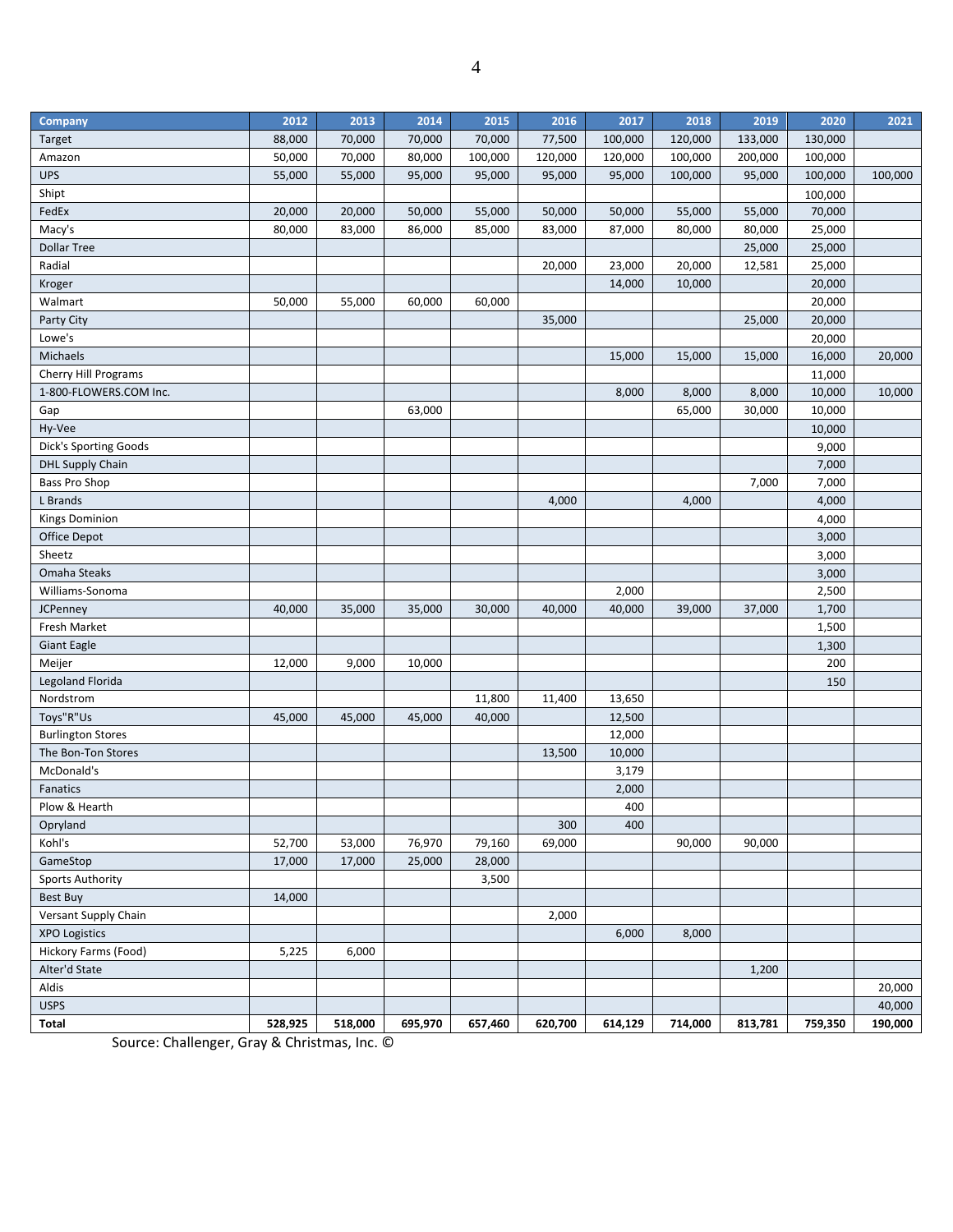| Company | 2012 | 2013 | 2014 | 2015 | 2016 | 2017 | 2018 | 2019 | 2020 | 2021 |
|---|---|---|---|---|---|---|---|---|---|---|
| Target | 88,000 | 70,000 | 70,000 | 70,000 | 77,500 | 100,000 | 120,000 | 133,000 | 130,000 | |
| Amazon | 50,000 | 70,000 | 80,000 | 100,000 | 120,000 | 120,000 | 100,000 | 200,000 | 100,000 | |
| UPS | 55,000 | 55,000 | 95,000 | 95,000 | 95,000 | 95,000 | 100,000 | 95,000 | 100,000 | 100,000 |
| Shipt | | | | | | | | | 100,000 | |
| FedEx | 20,000 | 20,000 | 50,000 | 55,000 | 50,000 | 50,000 | 55,000 | 55,000 | 70,000 | |
| Macy's | 80,000 | 83,000 | 86,000 | 85,000 | 83,000 | 87,000 | 80,000 | 80,000 | 25,000 | |
| Dollar Tree | | | | | | | | 25,000 | 25,000 | |
| Radial | | | | | 20,000 | 23,000 | 20,000 | 12,581 | 25,000 | |
| Kroger | | | | | | 14,000 | 10,000 | | 20,000 | |
| Walmart | 50,000 | 55,000 | 60,000 | 60,000 | | | | | 20,000 | |
| Party City | | | | | 35,000 | | | 25,000 | 20,000 | |
| Lowe's | | | | | | | | | 20,000 | |
| Michaels | | | | | | 15,000 | 15,000 | 15,000 | 16,000 | 20,000 |
| Cherry Hill Programs | | | | | | | | | 11,000 | |
| 1-800-FLOWERS.COM Inc. | | | | | | 8,000 | 8,000 | 8,000 | 10,000 | 10,000 |
| Gap | | | 63,000 | | | | 65,000 | 30,000 | 10,000 | |
| Hy-Vee | | | | | | | | | 10,000 | |
| Dick's Sporting Goods | | | | | | | | | 9,000 | |
| DHL Supply Chain | | | | | | | | | 7,000 | |
| Bass Pro Shop | | | | | | | | 7,000 | 7,000 | |
| L Brands | | | | | 4,000 | | 4,000 | | 4,000 | |
| Kings Dominion | | | | | | | | | 4,000 | |
| Office Depot | | | | | | | | | 3,000 | |
| Sheetz | | | | | | | | | 3,000 | |
| Omaha Steaks | | | | | | | | | 3,000 | |
| Williams-Sonoma | | | | | | 2,000 | | | 2,500 | |
| JCPenney | 40,000 | 35,000 | 35,000 | 30,000 | 40,000 | 40,000 | 39,000 | 37,000 | 1,700 | |
| Fresh Market | | | | | | | | | 1,500 | |
| Giant Eagle | | | | | | | | | 1,300 | |
| Meijer | 12,000 | 9,000 | 10,000 | | | | | | 200 | |
| Legoland Florida | | | | | | | | | 150 | |
| Nordstrom | | | | 11,800 | 11,400 | 13,650 | | | | |
| Toys"R"Us | 45,000 | 45,000 | 45,000 | 40,000 | | 12,500 | | | | |
| Burlington Stores | | | | | | 12,000 | | | | |
| The Bon-Ton Stores | | | | | 13,500 | 10,000 | | | | |
| McDonald's | | | | | | 3,179 | | | | |
| Fanatics | | | | | | 2,000 | | | | |
| Plow & Hearth | | | | | | 400 | | | | |
| Opryland | | | | | 300 | 400 | | | | |
| Kohl's | 52,700 | 53,000 | 76,970 | 79,160 | 69,000 | | 90,000 | 90,000 | | |
| GameStop | 17,000 | 17,000 | 25,000 | 28,000 | | | | | | |
| Sports Authority | | | | 3,500 | | | | | | |
| Best Buy | 14,000 | | | | | | | | | |
| Versant Supply Chain | | | | | 2,000 | | | | | |
| XPO Logistics | | | | | | 6,000 | 8,000 | | | |
| Hickory Farms (Food) | 5,225 | 6,000 | | | | | | | | |
| Alter'd State | | | | | | | | 1,200 | | |
| Aldis | | | | | | | | | | 20,000 |
| USPS | | | | | | | | | | 40,000 |
| **Total** | **528,925** | **518,000** | **695,970** | **657,460** | **620,700** | **614,129** | **714,000** | **813,781** | **759,350** | **190,000** |

Source: Challenger, Gray & Christmas, Inc. ©